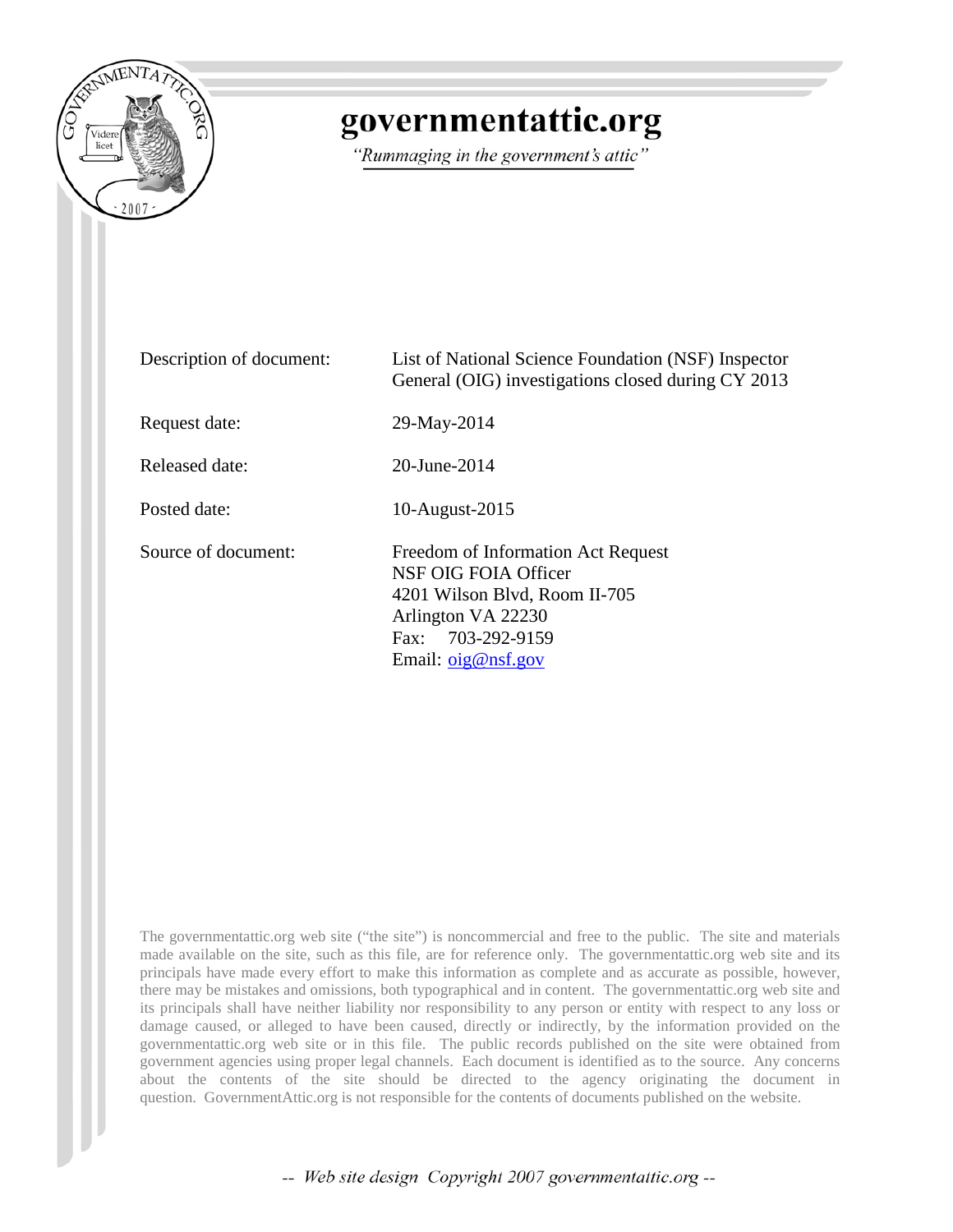# governmentattic.org

*"Rummaging in the government's attic"*

| | |
|---|---|
| Description of document: | List of National Science Foundation (NSF) Inspector General (OIG) investigations closed during CY 2013 |
| Request date: | 29-May-2014 |
| Released date: | 20-June-2014 |
| Posted date: | 10-August-2015 |
| Source of document: | Freedom of Information Act Request<br>NSF OIG FOIA Officer<br>4201 Wilson Blvd, Room II-705<br>Arlington VA 22230<br>Fax: 703-292-9159<br>Email: oig@nsf.gov |

The governmentattic.org web site ("the site") is noncommercial and free to the public. The site and materials made available on the site, such as this file, are for reference only. The governmentattic.org web site and its principals have made every effort to make this information as complete and as accurate as possible, however, there may be mistakes and omissions, both typographical and in content. The governmentattic.org web site and its principals shall have neither liability nor responsibility to any person or entity with respect to any loss or damage caused, or alleged to have been caused, directly or indirectly, by the information provided on the governmentattic.org web site or in this file. The public records published on the site were obtained from government agencies using proper legal channels. Each document is identified as to the source. Any concerns about the contents of the site should be directed to the agency originating the document in question. GovernmentAttic.org is not responsible for the contents of documents published on the website.

-- Web site design Copyright 2007 governmentattic.org --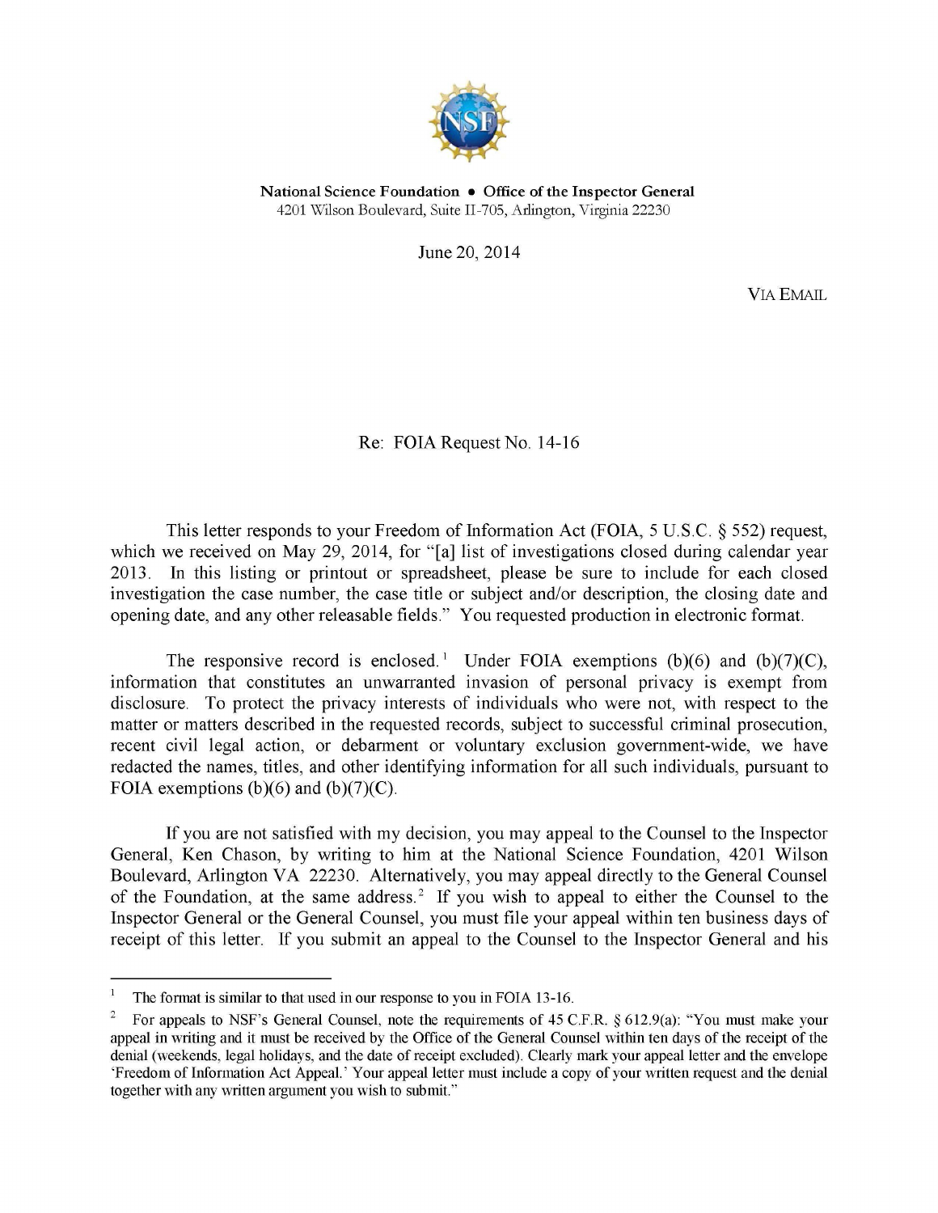**National Science Foundation • Office of the Inspector General**
4201 Wilson Boulevard, Suite II-705, Arlington, Virginia 22230

June 20, 2014

VIA EMAIL

Re: FOIA Request No. 14-16

This letter responds to your Freedom of Information Act (FOIA, 5 U.S.C. § 552) request, which we received on May 29, 2014, for "[a] list of investigations closed during calendar year 2013. In this listing or printout or spreadsheet, please be sure to include for each closed investigation the case number, the case title or subject and/or description, the closing date and opening date, and any other releasable fields." You requested production in electronic format.

The responsive record is enclosed.[1] Under FOIA exemptions (b)(6) and (b)(7)(C), information that constitutes an unwarranted invasion of personal privacy is exempt from disclosure. To protect the privacy interests of individuals who were not, with respect to the matter or matters described in the requested records, subject to successful criminal prosecution, recent civil legal action, or debarment or voluntary exclusion government-wide, we have redacted the names, titles, and other identifying information for all such individuals, pursuant to FOIA exemptions (b)(6) and (b)(7)(C).

If you are not satisfied with my decision, you may appeal to the Counsel to the Inspector General, Ken Chason, by writing to him at the National Science Foundation, 4201 Wilson Boulevard, Arlington VA 22230. Alternatively, you may appeal directly to the General Counsel of the Foundation, at the same address.[2] If you wish to appeal to either the Counsel to the Inspector General or the General Counsel, you must file your appeal within ten business days of receipt of this letter. If you submit an appeal to the Counsel to the Inspector General and his

---

[1] The format is similar to that used in our response to you in FOIA 13-16.

[2] For appeals to NSF's General Counsel, note the requirements of 45 C.F.R. § 612.9(a): "You must make your appeal in writing and it must be received by the Office of the General Counsel within ten days of the receipt of the denial (weekends, legal holidays, and the date of receipt excluded). Clearly mark your appeal letter and the envelope 'Freedom of Information Act Appeal.' Your appeal letter must include a copy of your written request and the denial together with any written argument you wish to submit."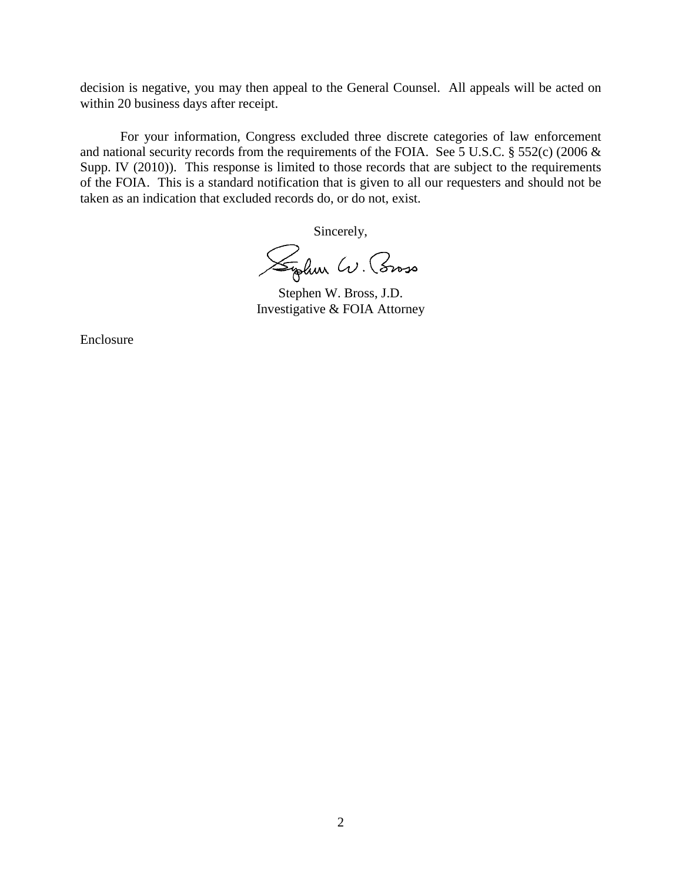decision is negative, you may then appeal to the General Counsel. All appeals will be acted on within 20 business days after receipt.

For your information, Congress excluded three discrete categories of law enforcement and national security records from the requirements of the FOIA. See 5 U.S.C. § 552(c) (2006 & Supp. IV (2010)). This response is limited to those records that are subject to the requirements of the FOIA. This is a standard notification that is given to all our requesters and should not be taken as an indication that excluded records do, or do not, exist.

Sincerely,

Stephen W. Bross, J.D.
Investigative & FOIA Attorney

Enclosure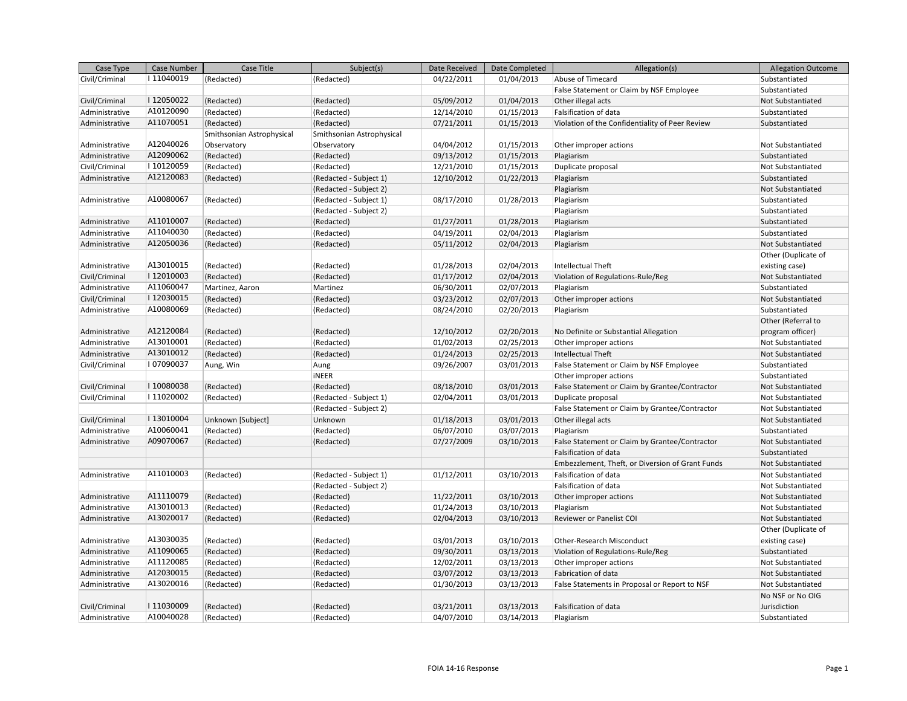| Case Type | Case Number | Case Title | Subject(s) | Date Received | Date Completed | Allegation(s) | Allegation Outcome |
|---|---|---|---|---|---|---|---|
| Civil/Criminal | I 11040019 | (Redacted) | (Redacted) | 04/22/2011 | 01/04/2013 | Abuse of Timecard | Substantiated |
| | | | | | | False Statement or Claim by NSF Employee | Substantiated |
| Civil/Criminal | I 12050022 | (Redacted) | (Redacted) | 05/09/2012 | 01/04/2013 | Other illegal acts | Not Substantiated |
| Administrative | A10120090 | (Redacted) | (Redacted) | 12/14/2010 | 01/15/2013 | Falsification of data | Substantiated |
| Administrative | A11070051 | (Redacted) | (Redacted) | 07/21/2011 | 01/15/2013 | Violation of the Confidentiality of Peer Review | Substantiated |
| Administrative | A12040026 | Smithsonian Astrophysical Observatory | Smithsonian Astrophysical Observatory | 04/04/2012 | 01/15/2013 | Other improper actions | Not Substantiated |
| Administrative | A12090062 | (Redacted) | (Redacted) | 09/13/2012 | 01/15/2013 | Plagiarism | Substantiated |
| Civil/Criminal | I 10120059 | (Redacted) | (Redacted) | 12/21/2010 | 01/15/2013 | Duplicate proposal | Not Substantiated |
| Administrative | A12120083 | (Redacted) | (Redacted - Subject 1) | 12/10/2012 | 01/22/2013 | Plagiarism | Substantiated |
| | | | (Redacted - Subject 2) | | | Plagiarism | Not Substantiated |
| Administrative | A10080067 | (Redacted) | (Redacted - Subject 1) | 08/17/2010 | 01/28/2013 | Plagiarism | Substantiated |
| | | | (Redacted - Subject 2) | | | Plagiarism | Substantiated |
| Administrative | A11010007 | (Redacted) | (Redacted) | 01/27/2011 | 01/28/2013 | Plagiarism | Substantiated |
| Administrative | A11040030 | (Redacted) | (Redacted) | 04/19/2011 | 02/04/2013 | Plagiarism | Substantiated |
| Administrative | A12050036 | (Redacted) | (Redacted) | 05/11/2012 | 02/04/2013 | Plagiarism | Not Substantiated |
| Administrative | A13010015 | (Redacted) | (Redacted) | 01/28/2013 | 02/04/2013 | Intellectual Theft | Other (Duplicate of existing case) |
| Civil/Criminal | I 12010003 | (Redacted) | (Redacted) | 01/17/2012 | 02/04/2013 | Violation of Regulations-Rule/Reg | Not Substantiated |
| Administrative | A11060047 | Martinez, Aaron | Martinez | 06/30/2011 | 02/07/2013 | Plagiarism | Substantiated |
| Civil/Criminal | I 12030015 | (Redacted) | (Redacted) | 03/23/2012 | 02/07/2013 | Other improper actions | Not Substantiated |
| Administrative | A10080069 | (Redacted) | (Redacted) | 08/24/2010 | 02/20/2013 | Plagiarism | Substantiated |
| Administrative | A12120084 | (Redacted) | (Redacted) | 12/10/2012 | 02/20/2013 | No Definite or Substantial Allegation | Other (Referral to program officer) |
| Administrative | A13010001 | (Redacted) | (Redacted) | 01/02/2013 | 02/25/2013 | Other improper actions | Not Substantiated |
| Administrative | A13010012 | (Redacted) | (Redacted) | 01/24/2013 | 02/25/2013 | Intellectual Theft | Not Substantiated |
| Civil/Criminal | I 07090037 | Aung, Win | Aung | 09/26/2007 | 03/01/2013 | False Statement or Claim by NSF Employee | Substantiated |
| | | | iNEER | | | Other improper actions | Substantiated |
| Civil/Criminal | I 10080038 | (Redacted) | (Redacted) | 08/18/2010 | 03/01/2013 | False Statement or Claim by Grantee/Contractor | Not Substantiated |
| Civil/Criminal | I 11020002 | (Redacted) | (Redacted - Subject 1) | 02/04/2011 | 03/01/2013 | Duplicate proposal | Not Substantiated |
| | | | (Redacted - Subject 2) | | | False Statement or Claim by Grantee/Contractor | Not Substantiated |
| Civil/Criminal | I 13010004 | Unknown [Subject] | Unknown | 01/18/2013 | 03/01/2013 | Other illegal acts | Not Substantiated |
| Administrative | A10060041 | (Redacted) | (Redacted) | 06/07/2010 | 03/07/2013 | Plagiarism | Substantiated |
| Administrative | A09070067 | (Redacted) | (Redacted) | 07/27/2009 | 03/10/2013 | False Statement or Claim by Grantee/Contractor | Not Substantiated |
| | | | | | | Falsification of data | Substantiated |
| | | | | | | Embezzlement, Theft, or Diversion of Grant Funds | Not Substantiated |
| Administrative | A11010003 | (Redacted) | (Redacted - Subject 1) | 01/12/2011 | 03/10/2013 | Falsification of data | Not Substantiated |
| | | | (Redacted - Subject 2) | | | Falsification of data | Not Substantiated |
| Administrative | A11110079 | (Redacted) | (Redacted) | 11/22/2011 | 03/10/2013 | Other improper actions | Not Substantiated |
| Administrative | A13010013 | (Redacted) | (Redacted) | 01/24/2013 | 03/10/2013 | Plagiarism | Not Substantiated |
| Administrative | A13020017 | (Redacted) | (Redacted) | 02/04/2013 | 03/10/2013 | Reviewer or Panelist COI | Not Substantiated |
| Administrative | A13030035 | (Redacted) | (Redacted) | 03/01/2013 | 03/10/2013 | Other-Research Misconduct | Other (Duplicate of existing case) |
| Administrative | A11090065 | (Redacted) | (Redacted) | 09/30/2011 | 03/13/2013 | Violation of Regulations-Rule/Reg | Substantiated |
| Administrative | A11120085 | (Redacted) | (Redacted) | 12/02/2011 | 03/13/2013 | Other improper actions | Not Substantiated |
| Administrative | A12030015 | (Redacted) | (Redacted) | 03/07/2012 | 03/13/2013 | Fabrication of data | Not Substantiated |
| Administrative | A13020016 | (Redacted) | (Redacted) | 01/30/2013 | 03/13/2013 | False Statements in Proposal or Report to NSF | Not Substantiated |
| Civil/Criminal | I 11030009 | (Redacted) | (Redacted) | 03/21/2011 | 03/13/2013 | Falsification of data | No NSF or No OIG Jurisdiction |
| Administrative | A10040028 | (Redacted) | (Redacted) | 04/07/2010 | 03/14/2013 | Plagiarism | Substantiated |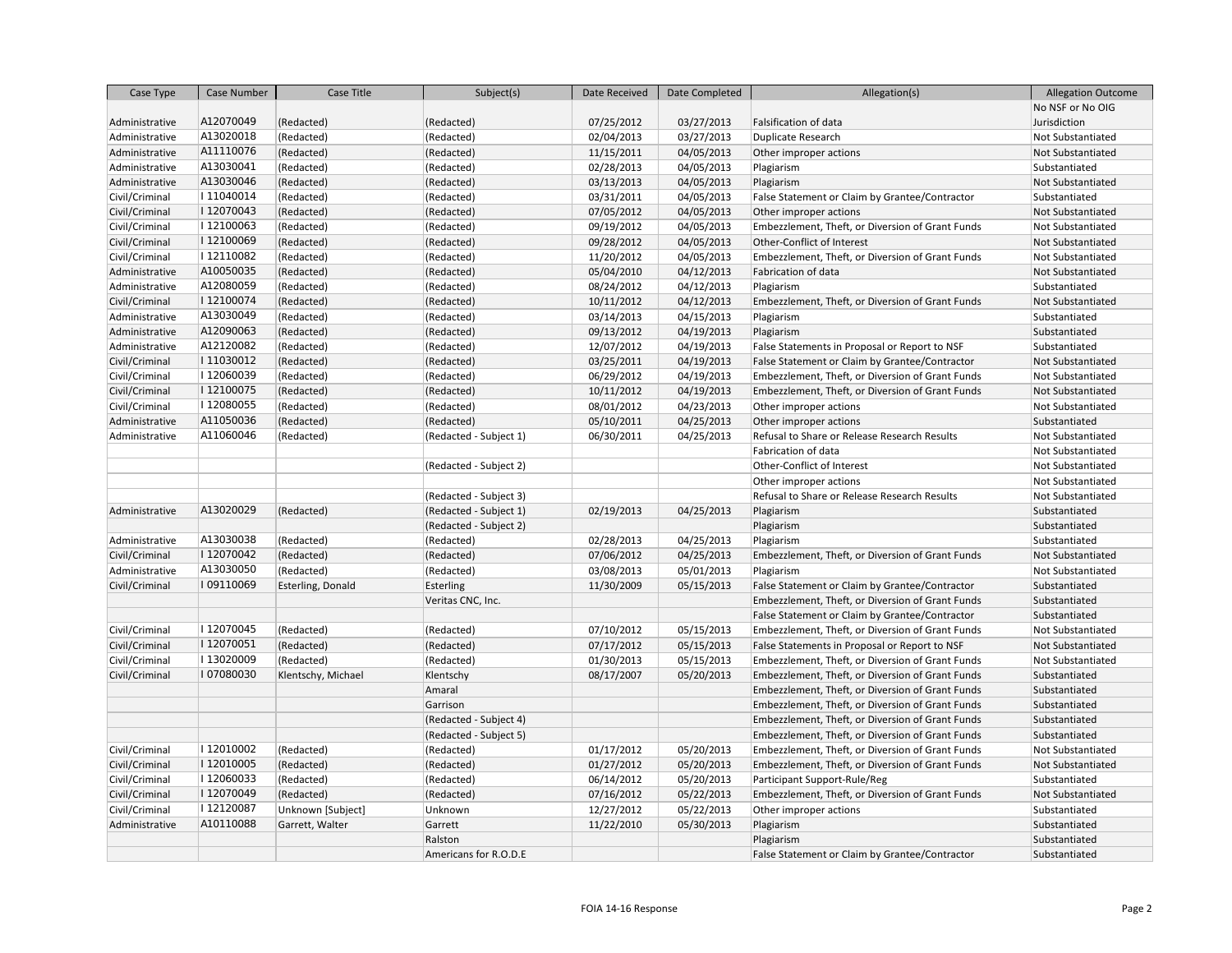| Case Type | Case Number | Case Title | Subject(s) | Date Received | Date Completed | Allegation(s) | Allegation Outcome |
|---|---|---|---|---|---|---|---|
| Administrative | A12070049 | (Redacted) | (Redacted) | 07/25/2012 | 03/27/2013 | Falsification of data | No NSF or No OIG Jurisdiction |
| Administrative | A13020018 | (Redacted) | (Redacted) | 02/04/2013 | 03/27/2013 | Duplicate Research | Not Substantiated |
| Administrative | A11110076 | (Redacted) | (Redacted) | 11/15/2011 | 04/05/2013 | Other improper actions | Not Substantiated |
| Administrative | A13030041 | (Redacted) | (Redacted) | 02/28/2013 | 04/05/2013 | Plagiarism | Substantiated |
| Administrative | A13030046 | (Redacted) | (Redacted) | 03/13/2013 | 04/05/2013 | Plagiarism | Not Substantiated |
| Civil/Criminal | I 11040014 | (Redacted) | (Redacted) | 03/31/2011 | 04/05/2013 | False Statement or Claim by Grantee/Contractor | Substantiated |
| Civil/Criminal | I 12070043 | (Redacted) | (Redacted) | 07/05/2012 | 04/05/2013 | Other improper actions | Not Substantiated |
| Civil/Criminal | I 12100063 | (Redacted) | (Redacted) | 09/19/2012 | 04/05/2013 | Embezzlement, Theft, or Diversion of Grant Funds | Not Substantiated |
| Civil/Criminal | I 12100069 | (Redacted) | (Redacted) | 09/28/2012 | 04/05/2013 | Other-Conflict of Interest | Not Substantiated |
| Civil/Criminal | I 12110082 | (Redacted) | (Redacted) | 11/20/2012 | 04/05/2013 | Embezzlement, Theft, or Diversion of Grant Funds | Not Substantiated |
| Administrative | A10050035 | (Redacted) | (Redacted) | 05/04/2010 | 04/12/2013 | Fabrication of data | Not Substantiated |
| Administrative | A12080059 | (Redacted) | (Redacted) | 08/24/2012 | 04/12/2013 | Plagiarism | Substantiated |
| Civil/Criminal | I 12100074 | (Redacted) | (Redacted) | 10/11/2012 | 04/12/2013 | Embezzlement, Theft, or Diversion of Grant Funds | Not Substantiated |
| Administrative | A13030049 | (Redacted) | (Redacted) | 03/14/2013 | 04/15/2013 | Plagiarism | Substantiated |
| Administrative | A12090063 | (Redacted) | (Redacted) | 09/13/2012 | 04/19/2013 | Plagiarism | Substantiated |
| Administrative | A12120082 | (Redacted) | (Redacted) | 12/07/2012 | 04/19/2013 | False Statements in Proposal or Report to NSF | Substantiated |
| Civil/Criminal | I 11030012 | (Redacted) | (Redacted) | 03/25/2011 | 04/19/2013 | False Statement or Claim by Grantee/Contractor | Not Substantiated |
| Civil/Criminal | I 12060039 | (Redacted) | (Redacted) | 06/29/2012 | 04/19/2013 | Embezzlement, Theft, or Diversion of Grant Funds | Not Substantiated |
| Civil/Criminal | I 12100075 | (Redacted) | (Redacted) | 10/11/2012 | 04/19/2013 | Embezzlement, Theft, or Diversion of Grant Funds | Not Substantiated |
| Civil/Criminal | I 12080055 | (Redacted) | (Redacted) | 08/01/2012 | 04/23/2013 | Other improper actions | Not Substantiated |
| Administrative | A11050036 | (Redacted) | (Redacted) | 05/10/2011 | 04/25/2013 | Other improper actions | Substantiated |
| Administrative | A11060046 | (Redacted) | (Redacted - Subject 1) | 06/30/2011 | 04/25/2013 | Refusal to Share or Release Research Results | Not Substantiated |
| | | | | | | Fabrication of data | Not Substantiated |
| | | | (Redacted - Subject 2) | | | Other-Conflict of Interest | Not Substantiated |
| | | | | | | Other improper actions | Not Substantiated |
| | | | (Redacted - Subject 3) | | | Refusal to Share or Release Research Results | Not Substantiated |
| Administrative | A13020029 | (Redacted) | (Redacted - Subject 1) | 02/19/2013 | 04/25/2013 | Plagiarism | Substantiated |
| | | | (Redacted - Subject 2) | | | Plagiarism | Substantiated |
| Administrative | A13030038 | (Redacted) | (Redacted) | 02/28/2013 | 04/25/2013 | Plagiarism | Substantiated |
| Civil/Criminal | I 12070042 | (Redacted) | (Redacted) | 07/06/2012 | 04/25/2013 | Embezzlement, Theft, or Diversion of Grant Funds | Not Substantiated |
| Administrative | A13030050 | (Redacted) | (Redacted) | 03/08/2013 | 05/01/2013 | Plagiarism | Not Substantiated |
| Civil/Criminal | I 09110069 | Esterling, Donald | Esterling | 11/30/2009 | 05/15/2013 | False Statement or Claim by Grantee/Contractor | Substantiated |
| | | | Veritas CNC, Inc. | | | Embezzlement, Theft, or Diversion of Grant Funds | Substantiated |
| | | | | | | False Statement or Claim by Grantee/Contractor | Substantiated |
| Civil/Criminal | I 12070045 | (Redacted) | (Redacted) | 07/10/2012 | 05/15/2013 | Embezzlement, Theft, or Diversion of Grant Funds | Not Substantiated |
| Civil/Criminal | I 12070051 | (Redacted) | (Redacted) | 07/17/2012 | 05/15/2013 | False Statements in Proposal or Report to NSF | Not Substantiated |
| Civil/Criminal | I 13020009 | (Redacted) | (Redacted) | 01/30/2013 | 05/15/2013 | Embezzlement, Theft, or Diversion of Grant Funds | Not Substantiated |
| Civil/Criminal | I 07080030 | Klentschy, Michael | Klentschy | 08/17/2007 | 05/20/2013 | Embezzlement, Theft, or Diversion of Grant Funds | Substantiated |
| | | | Amaral | | | Embezzlement, Theft, or Diversion of Grant Funds | Substantiated |
| | | | Garrison | | | Embezzlement, Theft, or Diversion of Grant Funds | Substantiated |
| | | | (Redacted - Subject 4) | | | Embezzlement, Theft, or Diversion of Grant Funds | Substantiated |
| | | | (Redacted - Subject 5) | | | Embezzlement, Theft, or Diversion of Grant Funds | Substantiated |
| Civil/Criminal | I 12010002 | (Redacted) | (Redacted) | 01/17/2012 | 05/20/2013 | Embezzlement, Theft, or Diversion of Grant Funds | Not Substantiated |
| Civil/Criminal | I 12010005 | (Redacted) | (Redacted) | 01/27/2012 | 05/20/2013 | Embezzlement, Theft, or Diversion of Grant Funds | Not Substantiated |
| Civil/Criminal | I 12060033 | (Redacted) | (Redacted) | 06/14/2012 | 05/20/2013 | Participant Support-Rule/Reg | Substantiated |
| Civil/Criminal | I 12070049 | (Redacted) | (Redacted) | 07/16/2012 | 05/22/2013 | Embezzlement, Theft, or Diversion of Grant Funds | Not Substantiated |
| Civil/Criminal | I 12120087 | Unknown [Subject] | Unknown | 12/27/2012 | 05/22/2013 | Other improper actions | Substantiated |
| Administrative | A10110088 | Garrett, Walter | Garrett | 11/22/2010 | 05/30/2013 | Plagiarism | Substantiated |
| | | | Ralston | | | Plagiarism | Substantiated |
| | | | Americans for R.O.D.E | | | False Statement or Claim by Grantee/Contractor | Substantiated |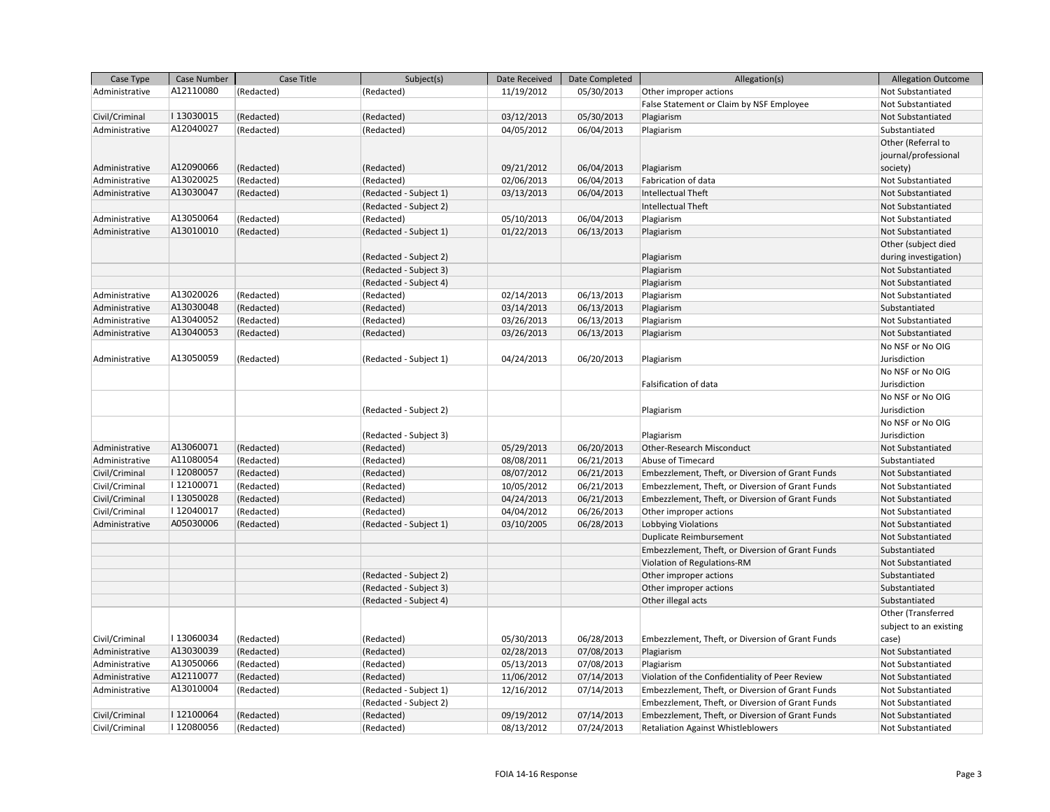| Case Type | Case Number | Case Title | Subject(s) | Date Received | Date Completed | Allegation(s) | Allegation Outcome |
|---|---|---|---|---|---|---|---|
| Administrative | A12110080 | (Redacted) | (Redacted) | 11/19/2012 | 05/30/2013 | Other improper actions | Not Substantiated |
| | | | | | | False Statement or Claim by NSF Employee | Not Substantiated |
| Civil/Criminal | I 13030015 | (Redacted) | (Redacted) | 03/12/2013 | 05/30/2013 | Plagiarism | Not Substantiated |
| Administrative | A12040027 | (Redacted) | (Redacted) | 04/05/2012 | 06/04/2013 | Plagiarism | Substantiated |
| Administrative | A12090066 | (Redacted) | (Redacted) | 09/21/2012 | 06/04/2013 | Plagiarism | Other (Referral to journal/professional society) |
| Administrative | A13020025 | (Redacted) | (Redacted) | 02/06/2013 | 06/04/2013 | Fabrication of data | Not Substantiated |
| Administrative | A13030047 | (Redacted) | (Redacted - Subject 1) | 03/13/2013 | 06/04/2013 | Intellectual Theft | Not Substantiated |
| | | | (Redacted - Subject 2) | | | Intellectual Theft | Not Substantiated |
| Administrative | A13050064 | (Redacted) | (Redacted) | 05/10/2013 | 06/04/2013 | Plagiarism | Not Substantiated |
| Administrative | A13010010 | (Redacted) | (Redacted - Subject 1) | 01/22/2013 | 06/13/2013 | Plagiarism | Not Substantiated |
| | | | (Redacted - Subject 2) | | | Plagiarism | Other (subject died during investigation) |
| | | | (Redacted - Subject 3) | | | Plagiarism | Not Substantiated |
| | | | (Redacted - Subject 4) | | | Plagiarism | Not Substantiated |
| Administrative | A13020026 | (Redacted) | (Redacted) | 02/14/2013 | 06/13/2013 | Plagiarism | Not Substantiated |
| Administrative | A13030048 | (Redacted) | (Redacted) | 03/14/2013 | 06/13/2013 | Plagiarism | Substantiated |
| Administrative | A13040052 | (Redacted) | (Redacted) | 03/26/2013 | 06/13/2013 | Plagiarism | Not Substantiated |
| Administrative | A13040053 | (Redacted) | (Redacted) | 03/26/2013 | 06/13/2013 | Plagiarism | Not Substantiated |
| Administrative | A13050059 | (Redacted) | (Redacted - Subject 1) | 04/24/2013 | 06/20/2013 | Plagiarism | No NSF or No OIG Jurisdiction |
| | | | | | | Falsification of data | No NSF or No OIG Jurisdiction |
| | | | (Redacted - Subject 2) | | | Plagiarism | No NSF or No OIG Jurisdiction |
| | | | (Redacted - Subject 3) | | | Plagiarism | No NSF or No OIG Jurisdiction |
| Administrative | A13060071 | (Redacted) | (Redacted) | 05/29/2013 | 06/20/2013 | Other-Research Misconduct | Not Substantiated |
| Administrative | A11080054 | (Redacted) | (Redacted) | 08/08/2011 | 06/21/2013 | Abuse of Timecard | Substantiated |
| Civil/Criminal | I 12080057 | (Redacted) | (Redacted) | 08/07/2012 | 06/21/2013 | Embezzlement, Theft, or Diversion of Grant Funds | Not Substantiated |
| Civil/Criminal | I 12100071 | (Redacted) | (Redacted) | 10/05/2012 | 06/21/2013 | Embezzlement, Theft, or Diversion of Grant Funds | Not Substantiated |
| Civil/Criminal | I 13050028 | (Redacted) | (Redacted) | 04/24/2013 | 06/21/2013 | Embezzlement, Theft, or Diversion of Grant Funds | Not Substantiated |
| Civil/Criminal | I 12040017 | (Redacted) | (Redacted) | 04/04/2012 | 06/26/2013 | Other improper actions | Not Substantiated |
| Administrative | A05030006 | (Redacted) | (Redacted - Subject 1) | 03/10/2005 | 06/28/2013 | Lobbying Violations | Not Substantiated |
| | | | | | | Duplicate Reimbursement | Not Substantiated |
| | | | | | | Embezzlement, Theft, or Diversion of Grant Funds | Substantiated |
| | | | | | | Violation of Regulations-RM | Not Substantiated |
| | | | (Redacted - Subject 2) | | | Other improper actions | Substantiated |
| | | | (Redacted - Subject 3) | | | Other improper actions | Substantiated |
| | | | (Redacted - Subject 4) | | | Other illegal acts | Substantiated |
| Civil/Criminal | I 13060034 | (Redacted) | (Redacted) | 05/30/2013 | 06/28/2013 | Embezzlement, Theft, or Diversion of Grant Funds | Other (Transferred subject to an existing case) |
| Administrative | A13030039 | (Redacted) | (Redacted) | 02/28/2013 | 07/08/2013 | Plagiarism | Not Substantiated |
| Administrative | A13050066 | (Redacted) | (Redacted) | 05/13/2013 | 07/08/2013 | Plagiarism | Not Substantiated |
| Administrative | A12110077 | (Redacted) | (Redacted) | 11/06/2012 | 07/14/2013 | Violation of the Confidentiality of Peer Review | Not Substantiated |
| Administrative | A13010004 | (Redacted) | (Redacted - Subject 1) | 12/16/2012 | 07/14/2013 | Embezzlement, Theft, or Diversion of Grant Funds | Not Substantiated |
| | | | (Redacted - Subject 2) | | | Embezzlement, Theft, or Diversion of Grant Funds | Not Substantiated |
| Civil/Criminal | I 12100064 | (Redacted) | (Redacted) | 09/19/2012 | 07/14/2013 | Embezzlement, Theft, or Diversion of Grant Funds | Not Substantiated |
| Civil/Criminal | I 12080056 | (Redacted) | (Redacted) | 08/13/2012 | 07/24/2013 | Retaliation Against Whistleblowers | Not Substantiated |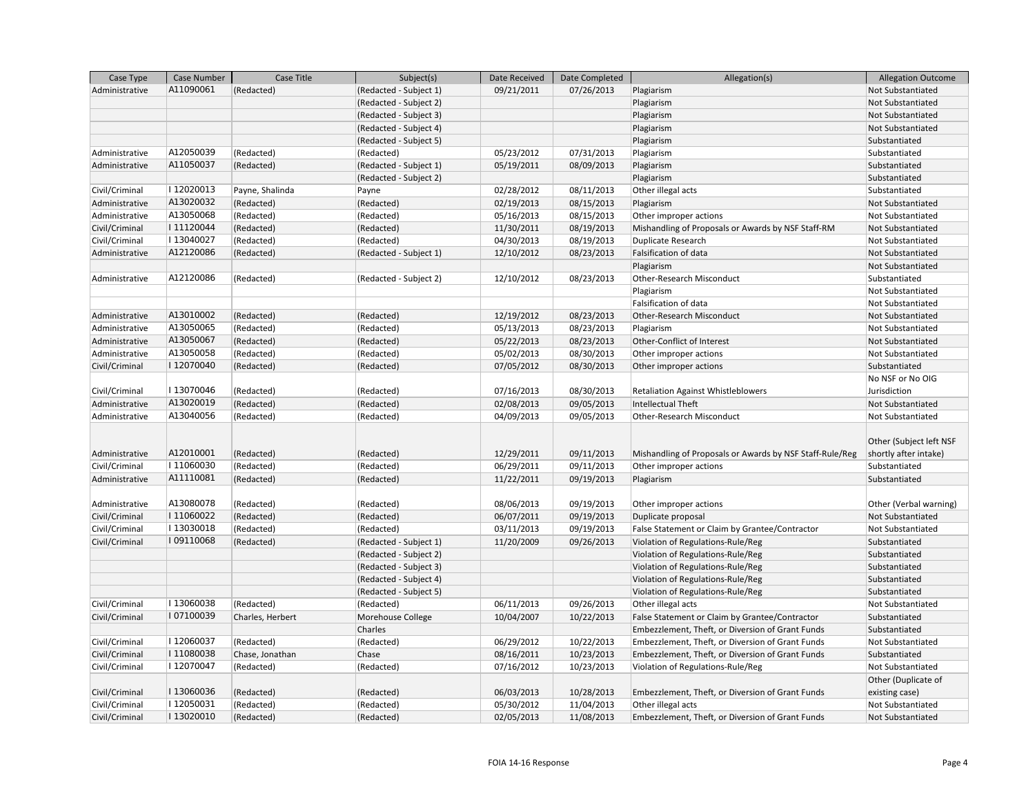| Case Type | Case Number | Case Title | Subject(s) | Date Received | Date Completed | Allegation(s) | Allegation Outcome |
|---|---|---|---|---|---|---|---|
| Administrative | A11090061 | (Redacted) | (Redacted - Subject 1) | 09/21/2011 | 07/26/2013 | Plagiarism | Not Substantiated |
| | | | (Redacted - Subject 2) | | | Plagiarism | Not Substantiated |
| | | | (Redacted - Subject 3) | | | Plagiarism | Not Substantiated |
| | | | (Redacted - Subject 4) | | | Plagiarism | Not Substantiated |
| | | | (Redacted - Subject 5) | | | Plagiarism | Substantiated |
| Administrative | A12050039 | (Redacted) | (Redacted) | 05/23/2012 | 07/31/2013 | Plagiarism | Substantiated |
| Administrative | A11050037 | (Redacted) | (Redacted - Subject 1) | 05/19/2011 | 08/09/2013 | Plagiarism | Substantiated |
| | | | (Redacted - Subject 2) | | | Plagiarism | Substantiated |
| Civil/Criminal | I 12020013 | Payne, Shalinda | Payne | 02/28/2012 | 08/11/2013 | Other illegal acts | Substantiated |
| Administrative | A13020032 | (Redacted) | (Redacted) | 02/19/2013 | 08/15/2013 | Plagiarism | Not Substantiated |
| Administrative | A13050068 | (Redacted) | (Redacted) | 05/16/2013 | 08/15/2013 | Other improper actions | Not Substantiated |
| Civil/Criminal | I 11120044 | (Redacted) | (Redacted) | 11/30/2011 | 08/19/2013 | Mishandling of Proposals or Awards by NSF Staff-RM | Not Substantiated |
| Civil/Criminal | I 13040027 | (Redacted) | (Redacted) | 04/30/2013 | 08/19/2013 | Duplicate Research | Not Substantiated |
| Administrative | A12120086 | (Redacted) | (Redacted - Subject 1) | 12/10/2012 | 08/23/2013 | Falsification of data | Not Substantiated |
| | | | | | | Plagiarism | Not Substantiated |
| Administrative | A12120086 | (Redacted) | (Redacted - Subject 2) | 12/10/2012 | 08/23/2013 | Other-Research Misconduct | Substantiated |
| | | | | | | Plagiarism | Not Substantiated |
| | | | | | | Falsification of data | Not Substantiated |
| Administrative | A13010002 | (Redacted) | (Redacted) | 12/19/2012 | 08/23/2013 | Other-Research Misconduct | Not Substantiated |
| Administrative | A13050065 | (Redacted) | (Redacted) | 05/13/2013 | 08/23/2013 | Plagiarism | Not Substantiated |
| Administrative | A13050067 | (Redacted) | (Redacted) | 05/22/2013 | 08/23/2013 | Other-Conflict of Interest | Not Substantiated |
| Administrative | A13050058 | (Redacted) | (Redacted) | 05/02/2013 | 08/30/2013 | Other improper actions | Not Substantiated |
| Civil/Criminal | I 12070040 | (Redacted) | (Redacted) | 07/05/2012 | 08/30/2013 | Other improper actions | Substantiated |
| Civil/Criminal | I 13070046 | (Redacted) | (Redacted) | 07/16/2013 | 08/30/2013 | Retaliation Against Whistleblowers | No NSF or No OIG Jurisdiction |
| Administrative | A13020019 | (Redacted) | (Redacted) | 02/08/2013 | 09/05/2013 | Intellectual Theft | Not Substantiated |
| Administrative | A13040056 | (Redacted) | (Redacted) | 04/09/2013 | 09/05/2013 | Other-Research Misconduct | Not Substantiated |
| Administrative | A12010001 | (Redacted) | (Redacted) | 12/29/2011 | 09/11/2013 | Mishandling of Proposals or Awards by NSF Staff-Rule/Reg | Other (Subject left NSF shortly after intake) |
| Civil/Criminal | I 11060030 | (Redacted) | (Redacted) | 06/29/2011 | 09/11/2013 | Other improper actions | Substantiated |
| Administrative | A11110081 | (Redacted) | (Redacted) | 11/22/2011 | 09/19/2013 | Plagiarism | Substantiated |
| Administrative | A13080078 | (Redacted) | (Redacted) | 08/06/2013 | 09/19/2013 | Other improper actions | Other (Verbal warning) |
| Civil/Criminal | I 11060022 | (Redacted) | (Redacted) | 06/07/2011 | 09/19/2013 | Duplicate proposal | Not Substantiated |
| Civil/Criminal | I 13030018 | (Redacted) | (Redacted) | 03/11/2013 | 09/19/2013 | False Statement or Claim by Grantee/Contractor | Not Substantiated |
| Civil/Criminal | I 09110068 | (Redacted) | (Redacted - Subject 1) | 11/20/2009 | 09/26/2013 | Violation of Regulations-Rule/Reg | Substantiated |
| | | | (Redacted - Subject 2) | | | Violation of Regulations-Rule/Reg | Substantiated |
| | | | (Redacted - Subject 3) | | | Violation of Regulations-Rule/Reg | Substantiated |
| | | | (Redacted - Subject 4) | | | Violation of Regulations-Rule/Reg | Substantiated |
| | | | (Redacted - Subject 5) | | | Violation of Regulations-Rule/Reg | Substantiated |
| Civil/Criminal | I 13060038 | (Redacted) | (Redacted) | 06/11/2013 | 09/26/2013 | Other illegal acts | Not Substantiated |
| Civil/Criminal | I 07100039 | Charles, Herbert | Morehouse College | 10/04/2007 | 10/22/2013 | False Statement or Claim by Grantee/Contractor | Substantiated |
| | | | Charles | | | Embezzlement, Theft, or Diversion of Grant Funds | Substantiated |
| Civil/Criminal | I 12060037 | (Redacted) | (Redacted) | 06/29/2012 | 10/22/2013 | Embezzlement, Theft, or Diversion of Grant Funds | Not Substantiated |
| Civil/Criminal | I 11080038 | Chase, Jonathan | Chase | 08/16/2011 | 10/23/2013 | Embezzlement, Theft, or Diversion of Grant Funds | Substantiated |
| Civil/Criminal | I 12070047 | (Redacted) | (Redacted) | 07/16/2012 | 10/23/2013 | Violation of Regulations-Rule/Reg | Not Substantiated |
| Civil/Criminal | I 13060036 | (Redacted) | (Redacted) | 06/03/2013 | 10/28/2013 | Embezzlement, Theft, or Diversion of Grant Funds | Other (Duplicate of existing case) |
| Civil/Criminal | I 12050031 | (Redacted) | (Redacted) | 05/30/2012 | 11/04/2013 | Other illegal acts | Not Substantiated |
| Civil/Criminal | I 13020010 | (Redacted) | (Redacted) | 02/05/2013 | 11/08/2013 | Embezzlement, Theft, or Diversion of Grant Funds | Not Substantiated |

FOIA 14-16 Response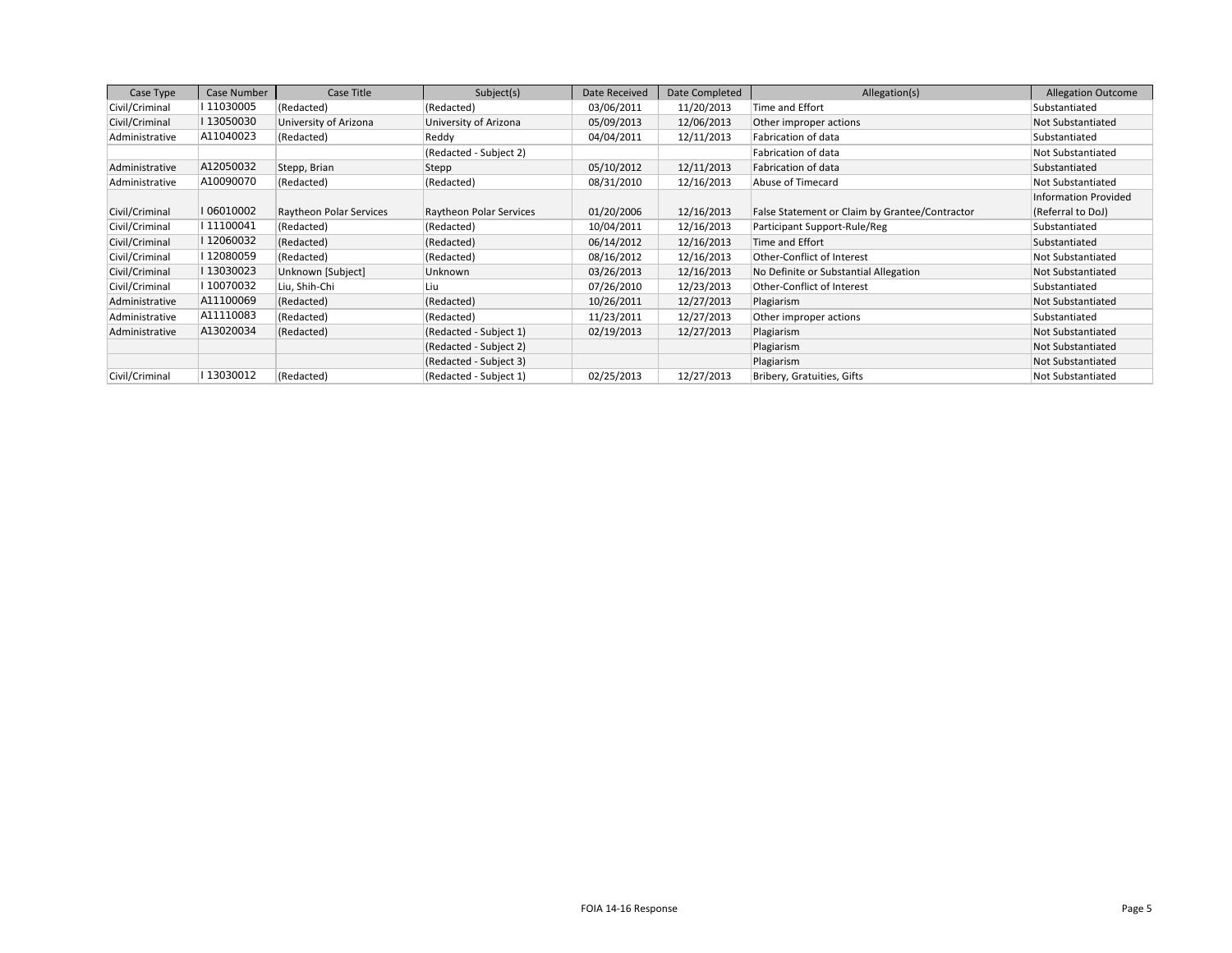| Case Type | Case Number | Case Title | Subject(s) | Date Received | Date Completed | Allegation(s) | Allegation Outcome |
|---|---|---|---|---|---|---|---|
| Civil/Criminal | I 11030005 | (Redacted) | (Redacted) | 03/06/2011 | 11/20/2013 | Time and Effort | Substantiated |
| Civil/Criminal | I 13050030 | University of Arizona | University of Arizona | 05/09/2013 | 12/06/2013 | Other improper actions | Not Substantiated |
| Administrative | A11040023 | (Redacted) | Reddy | 04/04/2011 | 12/11/2013 | Fabrication of data | Substantiated |
| | | | (Redacted - Subject 2) | | | Fabrication of data | Not Substantiated |
| Administrative | A12050032 | Stepp, Brian | Stepp | 05/10/2012 | 12/11/2013 | Fabrication of data | Substantiated |
| Administrative | A10090070 | (Redacted) | (Redacted) | 08/31/2010 | 12/16/2013 | Abuse of Timecard | Not Substantiated |
| Civil/Criminal | I 06010002 | Raytheon Polar Services | Raytheon Polar Services | 01/20/2006 | 12/16/2013 | False Statement or Claim by Grantee/Contractor | Information Provided (Referral to DoJ) |
| Civil/Criminal | I 11100041 | (Redacted) | (Redacted) | 10/04/2011 | 12/16/2013 | Participant Support-Rule/Reg | Substantiated |
| Civil/Criminal | I 12060032 | (Redacted) | (Redacted) | 06/14/2012 | 12/16/2013 | Time and Effort | Substantiated |
| Civil/Criminal | I 12080059 | (Redacted) | (Redacted) | 08/16/2012 | 12/16/2013 | Other-Conflict of Interest | Not Substantiated |
| Civil/Criminal | I 13030023 | Unknown [Subject] | Unknown | 03/26/2013 | 12/16/2013 | No Definite or Substantial Allegation | Not Substantiated |
| Civil/Criminal | I 10070032 | Liu, Shih-Chi | Liu | 07/26/2010 | 12/23/2013 | Other-Conflict of Interest | Substantiated |
| Administrative | A11100069 | (Redacted) | (Redacted) | 10/26/2011 | 12/27/2013 | Plagiarism | Not Substantiated |
| Administrative | A11110083 | (Redacted) | (Redacted) | 11/23/2011 | 12/27/2013 | Other improper actions | Substantiated |
| Administrative | A13020034 | (Redacted) | (Redacted - Subject 1) | 02/19/2013 | 12/27/2013 | Plagiarism | Not Substantiated |
| | | | (Redacted - Subject 2) | | | Plagiarism | Not Substantiated |
| | | | (Redacted - Subject 3) | | | Plagiarism | Not Substantiated |
| Civil/Criminal | I 13030012 | (Redacted) | (Redacted - Subject 1) | 02/25/2013 | 12/27/2013 | Bribery, Gratuities, Gifts | Not Substantiated |